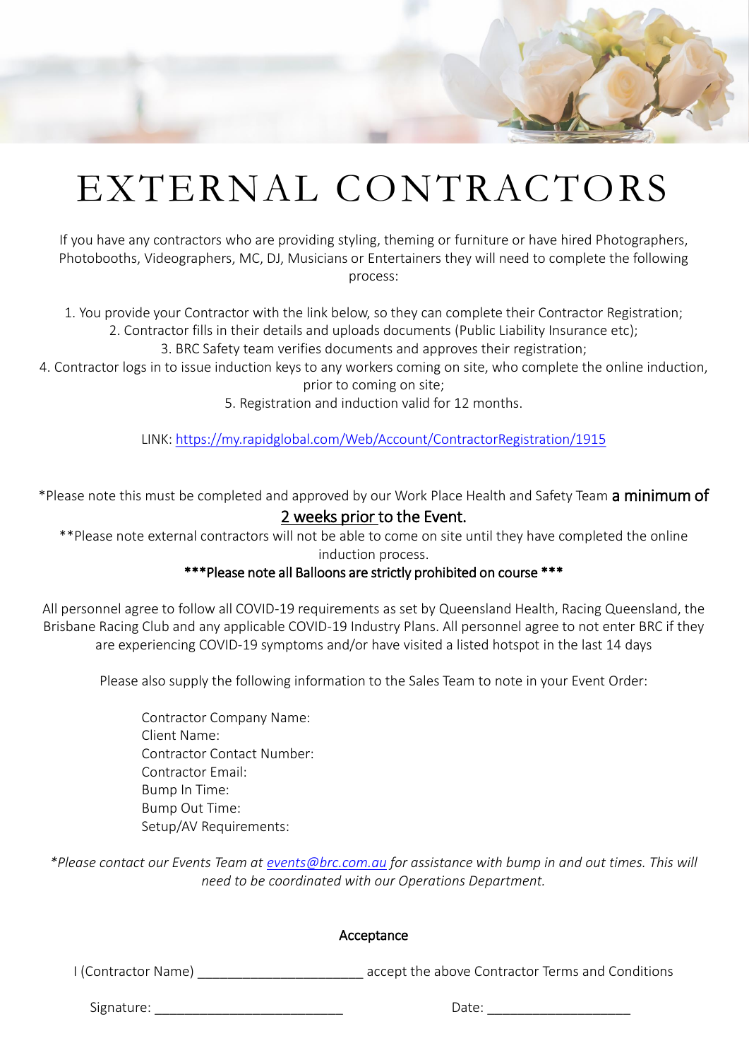# EXTERNAL CONTRACTORS

If you have any contractors who are providing styling, theming or furniture or have hired Photographers, Photobooths, Videographers, MC, DJ, Musicians or Entertainers they will need to complete the following process:

1. You provide your Contractor with the link below, so they can complete their Contractor Registration;
2. Contractor fills in their details and uploads documents (Public Liability Insurance etc);
3. BRC Safety team verifies documents and approves their registration;
4. Contractor logs in to issue induction keys to any workers coming on site, who complete the online induction, prior to coming on site;
5. Registration and induction valid for 12 months.

LINK: [https://my.rapidglobal.com/Web/Account/ContractorRegistration/1915](https://my.rapidglobal.com/Web/Account/ContractorRegistration/1915)

*Please note this must be completed and approved by our Work Place Health and Safety Team **a minimum of <u>2 weeks prior</u> to the Event.**

**Please note external contractors will not be able to come on site until they have completed the online induction process.

*****Please note all Balloons are strictly prohibited on course *****

All personnel agree to follow all COVID-19 requirements as set by Queensland Health, Racing Queensland, the Brisbane Racing Club and any applicable COVID-19 Industry Plans. All personnel agree to not enter BRC if they are experiencing COVID-19 symptoms and/or have visited a listed hotspot in the last 14 days

Please also supply the following information to the Sales Team to note in your Event Order:

Contractor Company Name:
Client Name:
Contractor Contact Number:
Contractor Email:
Bump In Time:
Bump Out Time:
Setup/AV Requirements:

*\*Please contact our Events Team at [events@brc.com.au](mailto:events@brc.com.au) for assistance with bump in and out times. This will need to be coordinated with our Operations Department.*

Acceptance

I (Contractor Name) ______________________ accept the above Contractor Terms and Conditions

Signature: _________________________ Date: ___________________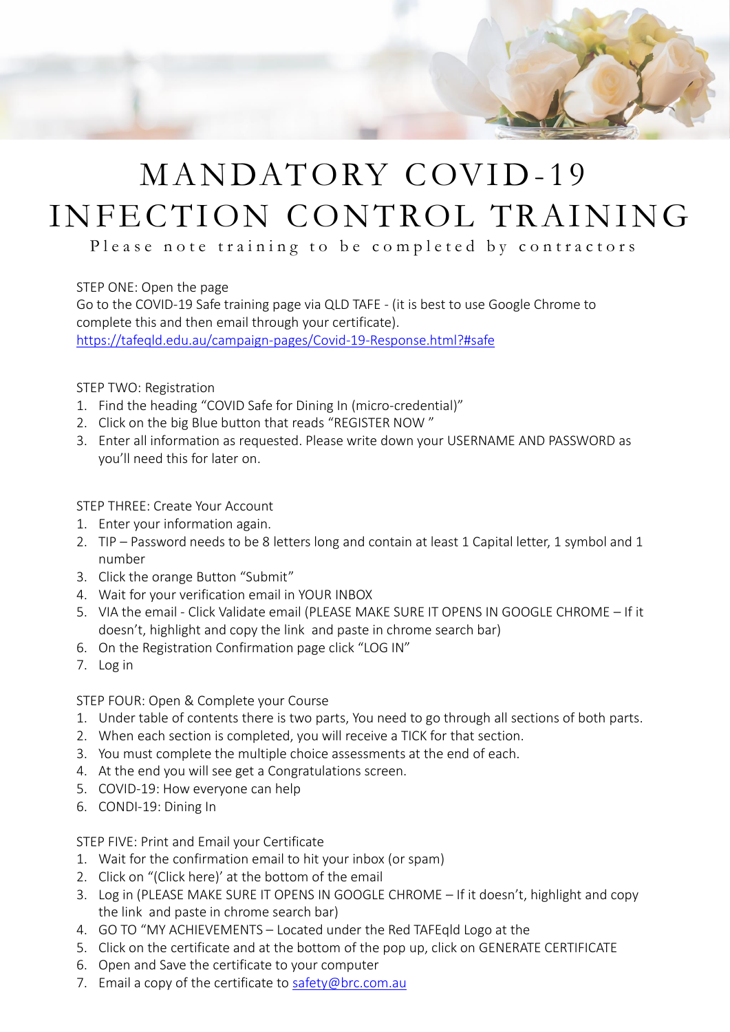# MANDATORY COVID-19 INFECTION CONTROL TRAINING

Please note training to be completed by contractors

STEP ONE: Open the page

Go to the COVID-19 Safe training page via QLD TAFE - (it is best to use Google Chrome to complete this and then email through your certificate).

[https://tafeqld.edu.au/campaign-pages/Covid-19-Response.html?#safe](https://tafeqld.edu.au/campaign-pages/Covid-19-Response.html?#safe)

STEP TWO: Registration

1. Find the heading "COVID Safe for Dining In (micro-credential)"
2. Click on the big Blue button that reads "REGISTER NOW "
3. Enter all information as requested. Please write down your USERNAME AND PASSWORD as you'll need this for later on.

STEP THREE: Create Your Account

1. Enter your information again.
2. TIP – Password needs to be 8 letters long and contain at least 1 Capital letter, 1 symbol and 1 number
3. Click the orange Button "Submit"
4. Wait for your verification email in YOUR INBOX
5. VIA the email - Click Validate email (PLEASE MAKE SURE IT OPENS IN GOOGLE CHROME – If it doesn't, highlight and copy the link and paste in chrome search bar)
6. On the Registration Confirmation page click "LOG IN"
7. Log in

STEP FOUR: Open & Complete your Course

1. Under table of contents there is two parts, You need to go through all sections of both parts.
2. When each section is completed, you will receive a TICK for that section.
3. You must complete the multiple choice assessments at the end of each.
4. At the end you will see get a Congratulations screen.
5. COVID-19: How everyone can help
6. CONDI-19: Dining In

STEP FIVE: Print and Email your Certificate

1. Wait for the confirmation email to hit your inbox (or spam)
2. Click on "(Click here)' at the bottom of the email
3. Log in (PLEASE MAKE SURE IT OPENS IN GOOGLE CHROME – If it doesn't, highlight and copy the link and paste in chrome search bar)
4. GO TO "MY ACHIEVEMENTS – Located under the Red TAFEqld Logo at the
5. Click on the certificate and at the bottom of the pop up, click on GENERATE CERTIFICATE
6. Open and Save the certificate to your computer
7. Email a copy of the certificate to [safety@brc.com.au](mailto:safety@brc.com.au)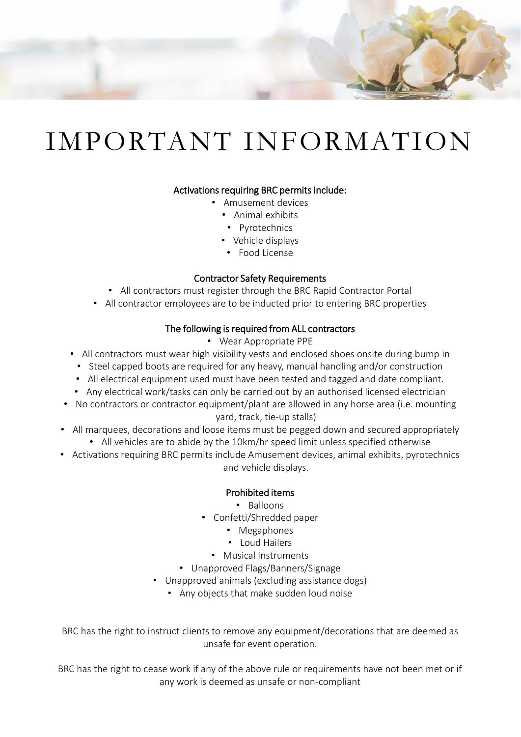# IMPORTANT INFORMATION

### Activations requiring BRC permits include:

- Amusement devices
- Animal exhibits
- Pyrotechnics
- Vehicle displays
- Food License

### Contractor Safety Requirements

- All contractors must register through the BRC Rapid Contractor Portal
- All contractor employees are to be inducted prior to entering BRC properties

### The following is required from ALL contractors

- Wear Appropriate PPE
- All contractors must wear high visibility vests and enclosed shoes onsite during bump in
- Steel capped boots are required for any heavy, manual handling and/or construction
- All electrical equipment used must have been tested and tagged and date compliant.
- Any electrical work/tasks can only be carried out by an authorised licensed electrician
- No contractors or contractor equipment/plant are allowed in any horse area (i.e. mounting yard, track, tie-up stalls)
- All marquees, decorations and loose items must be pegged down and secured appropriately
- All vehicles are to abide by the 10km/hr speed limit unless specified otherwise
- Activations requiring BRC permits include Amusement devices, animal exhibits, pyrotechnics and vehicle displays.

### Prohibited items

- Balloons
- Confetti/Shredded paper
- Megaphones
- Loud Hailers
- Musical Instruments
- Unapproved Flags/Banners/Signage
- Unapproved animals (excluding assistance dogs)
- Any objects that make sudden loud noise

BRC has the right to instruct clients to remove any equipment/decorations that are deemed as unsafe for event operation.

BRC has the right to cease work if any of the above rule or requirements have not been met or if any work is deemed as unsafe or non-compliant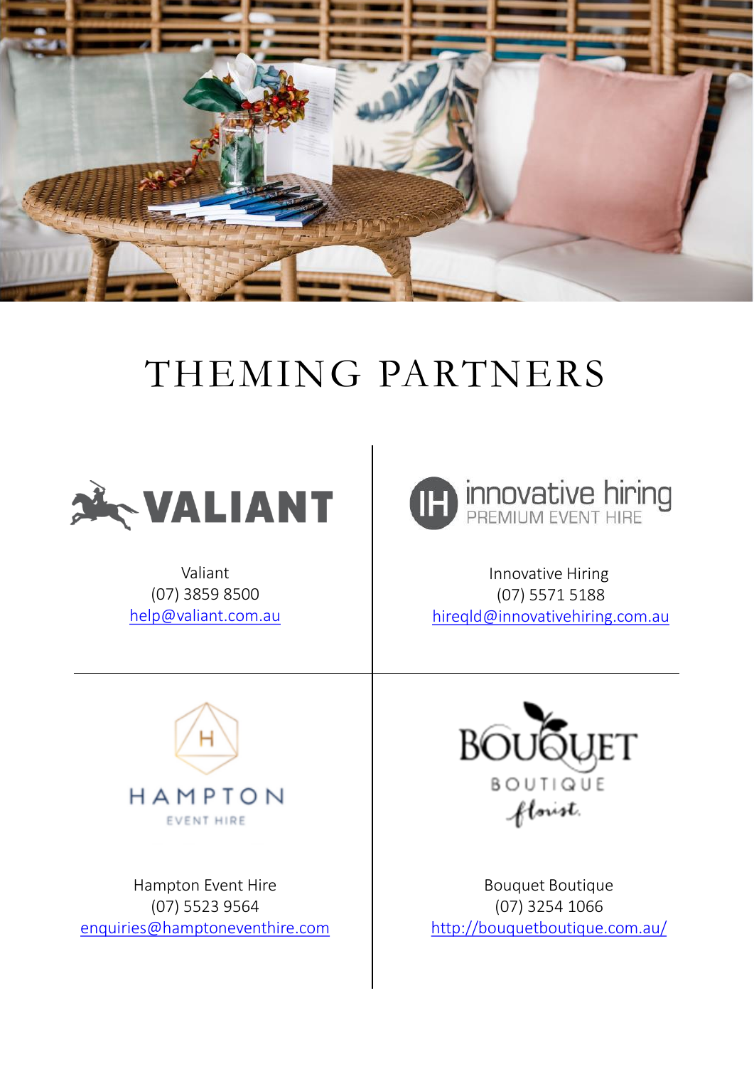# THEMING PARTNERS

Valiant
(07) 3859 8500
help@valiant.com.au

Innovative Hiring
(07) 5571 5188
hireqld@innovativehiring.com.au

Hampton Event Hire
(07) 5523 9564
enquiries@hamptoneventhire.com

Bouquet Boutique
(07) 3254 1066
http://bouquetboutique.com.au/